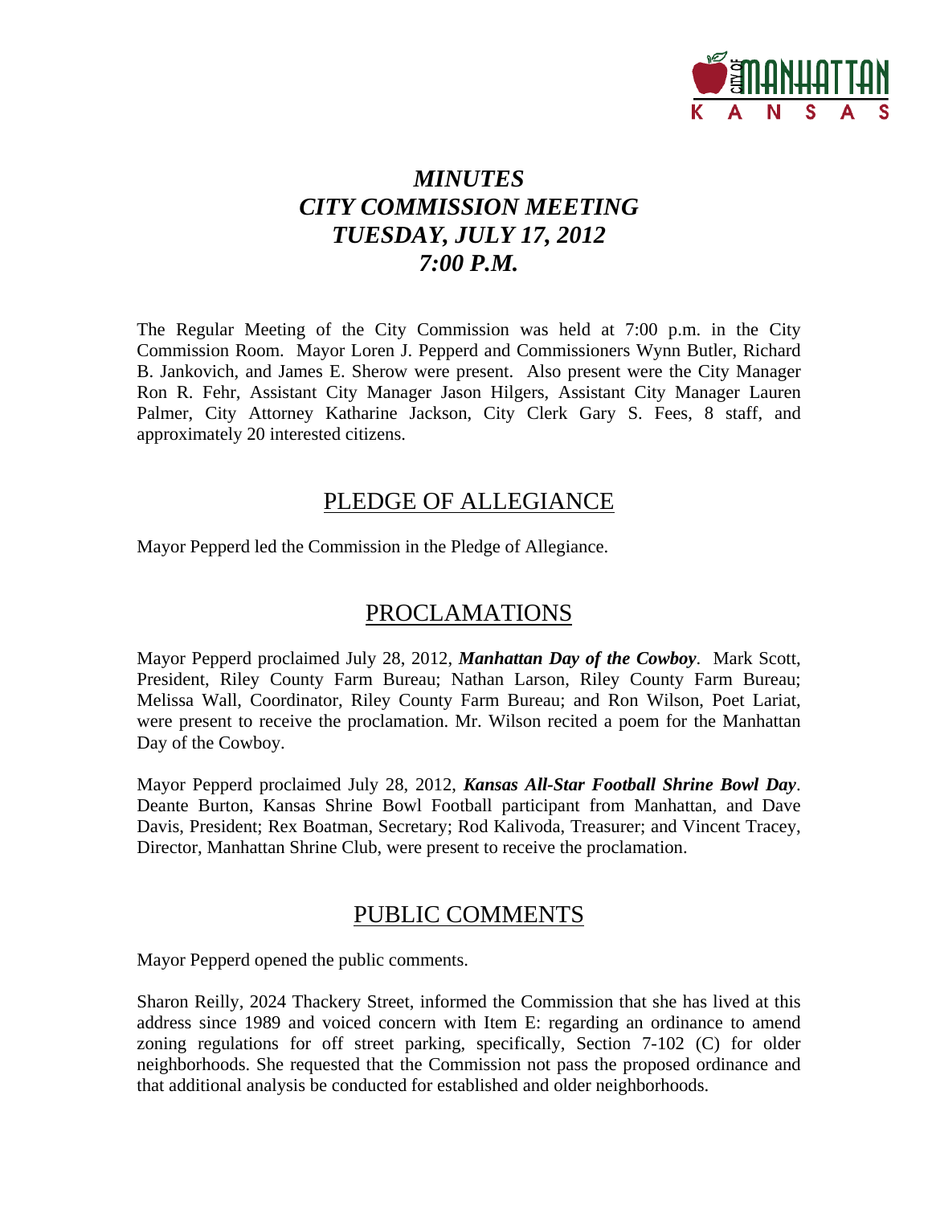# *MINUTES*
# *CITY COMMISSION MEETING*
# *TUESDAY, JULY 17, 2012*
# *7:00 P.M.*

The Regular Meeting of the City Commission was held at 7:00 p.m. in the City Commission Room. Mayor Loren J. Pepperd and Commissioners Wynn Butler, Richard B. Jankovich, and James E. Sherow were present. Also present were the City Manager Ron R. Fehr, Assistant City Manager Jason Hilgers, Assistant City Manager Lauren Palmer, City Attorney Katharine Jackson, City Clerk Gary S. Fees, 8 staff, and approximately 20 interested citizens.

## PLEDGE OF ALLEGIANCE

Mayor Pepperd led the Commission in the Pledge of Allegiance.

## PROCLAMATIONS

Mayor Pepperd proclaimed July 28, 2012, ***Manhattan Day of the Cowboy***. Mark Scott, President, Riley County Farm Bureau; Nathan Larson, Riley County Farm Bureau; Melissa Wall, Coordinator, Riley County Farm Bureau; and Ron Wilson, Poet Lariat, were present to receive the proclamation. Mr. Wilson recited a poem for the Manhattan Day of the Cowboy.

Mayor Pepperd proclaimed July 28, 2012, ***Kansas All-Star Football Shrine Bowl Day***. Deante Burton, Kansas Shrine Bowl Football participant from Manhattan, and Dave Davis, President; Rex Boatman, Secretary; Rod Kalivoda, Treasurer; and Vincent Tracey, Director, Manhattan Shrine Club, were present to receive the proclamation.

## PUBLIC COMMENTS

Mayor Pepperd opened the public comments.

Sharon Reilly, 2024 Thackery Street, informed the Commission that she has lived at this address since 1989 and voiced concern with Item E: regarding an ordinance to amend zoning regulations for off street parking, specifically, Section 7-102 (C) for older neighborhoods. She requested that the Commission not pass the proposed ordinance and that additional analysis be conducted for established and older neighborhoods.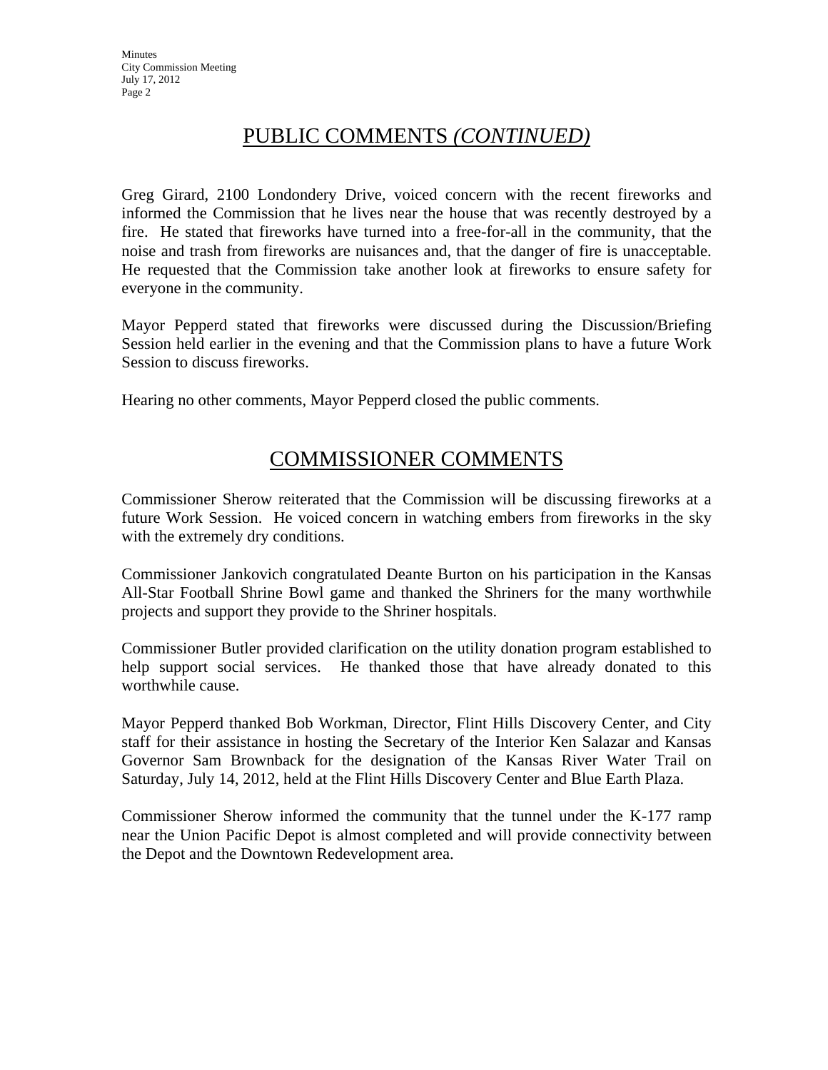## PUBLIC COMMENTS *(CONTINUED)*

Greg Girard, 2100 Londondery Drive, voiced concern with the recent fireworks and informed the Commission that he lives near the house that was recently destroyed by a fire. He stated that fireworks have turned into a free-for-all in the community, that the noise and trash from fireworks are nuisances and, that the danger of fire is unacceptable. He requested that the Commission take another look at fireworks to ensure safety for everyone in the community.

Mayor Pepperd stated that fireworks were discussed during the Discussion/Briefing Session held earlier in the evening and that the Commission plans to have a future Work Session to discuss fireworks.

Hearing no other comments, Mayor Pepperd closed the public comments.

## COMMISSIONER COMMENTS

Commissioner Sherow reiterated that the Commission will be discussing fireworks at a future Work Session. He voiced concern in watching embers from fireworks in the sky with the extremely dry conditions.

Commissioner Jankovich congratulated Deante Burton on his participation in the Kansas All-Star Football Shrine Bowl game and thanked the Shriners for the many worthwhile projects and support they provide to the Shriner hospitals.

Commissioner Butler provided clarification on the utility donation program established to help support social services. He thanked those that have already donated to this worthwhile cause.

Mayor Pepperd thanked Bob Workman, Director, Flint Hills Discovery Center, and City staff for their assistance in hosting the Secretary of the Interior Ken Salazar and Kansas Governor Sam Brownback for the designation of the Kansas River Water Trail on Saturday, July 14, 2012, held at the Flint Hills Discovery Center and Blue Earth Plaza.

Commissioner Sherow informed the community that the tunnel under the K-177 ramp near the Union Pacific Depot is almost completed and will provide connectivity between the Depot and the Downtown Redevelopment area.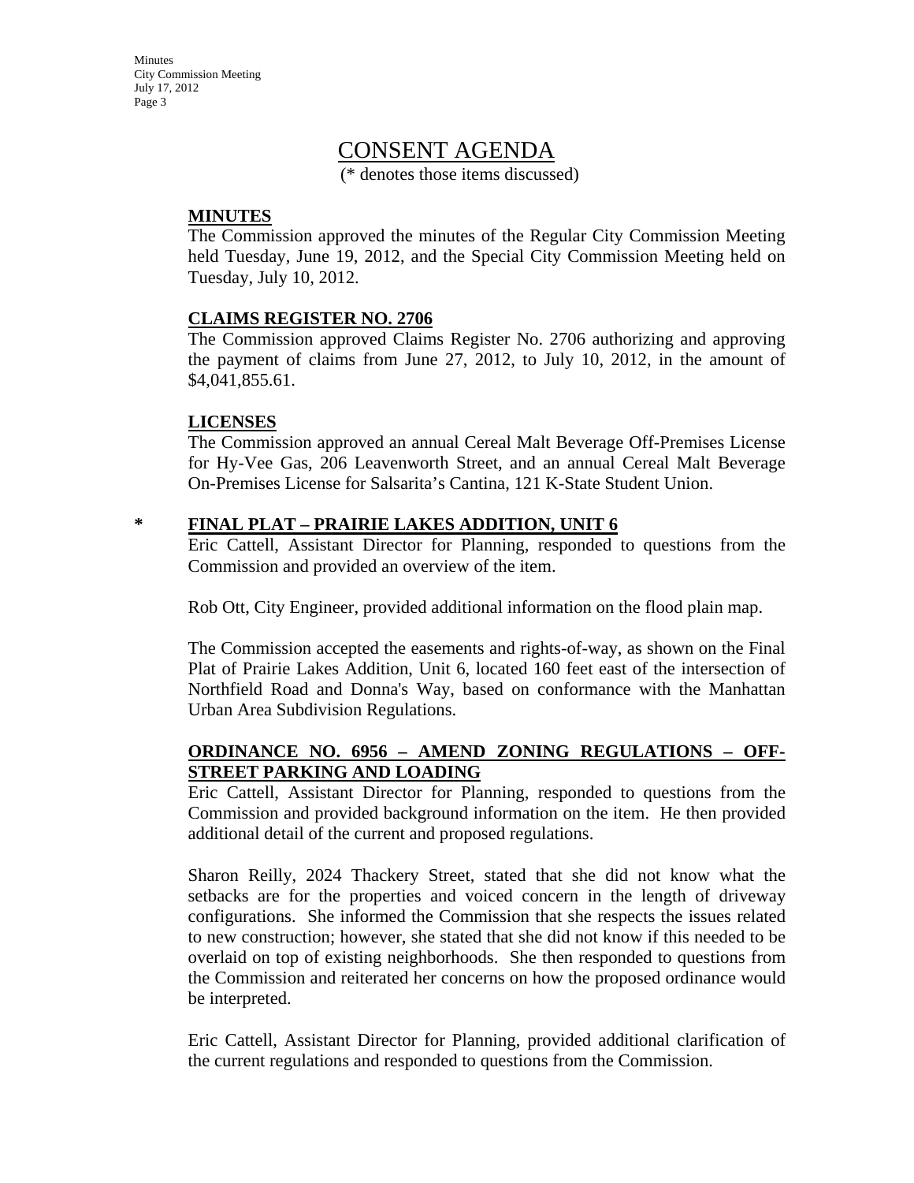# CONSENT AGENDA

(* denotes those items discussed)

**MINUTES**

The Commission approved the minutes of the Regular City Commission Meeting held Tuesday, June 19, 2012, and the Special City Commission Meeting held on Tuesday, July 10, 2012.

**CLAIMS REGISTER NO. 2706**

The Commission approved Claims Register No. 2706 authorizing and approving the payment of claims from June 27, 2012, to July 10, 2012, in the amount of $4,041,855.61.

**LICENSES**

The Commission approved an annual Cereal Malt Beverage Off-Premises License for Hy-Vee Gas, 206 Leavenworth Street, and an annual Cereal Malt Beverage On-Premises License for Salsarita's Cantina, 121 K-State Student Union.

\* **FINAL PLAT – PRAIRIE LAKES ADDITION, UNIT 6**

Eric Cattell, Assistant Director for Planning, responded to questions from the Commission and provided an overview of the item.

Rob Ott, City Engineer, provided additional information on the flood plain map.

The Commission accepted the easements and rights-of-way, as shown on the Final Plat of Prairie Lakes Addition, Unit 6, located 160 feet east of the intersection of Northfield Road and Donna's Way, based on conformance with the Manhattan Urban Area Subdivision Regulations.

**ORDINANCE NO. 6956 – AMEND ZONING REGULATIONS – OFF-STREET PARKING AND LOADING**

Eric Cattell, Assistant Director for Planning, responded to questions from the Commission and provided background information on the item. He then provided additional detail of the current and proposed regulations.

Sharon Reilly, 2024 Thackery Street, stated that she did not know what the setbacks are for the properties and voiced concern in the length of driveway configurations. She informed the Commission that she respects the issues related to new construction; however, she stated that she did not know if this needed to be overlaid on top of existing neighborhoods. She then responded to questions from the Commission and reiterated her concerns on how the proposed ordinance would be interpreted.

Eric Cattell, Assistant Director for Planning, provided additional clarification of the current regulations and responded to questions from the Commission.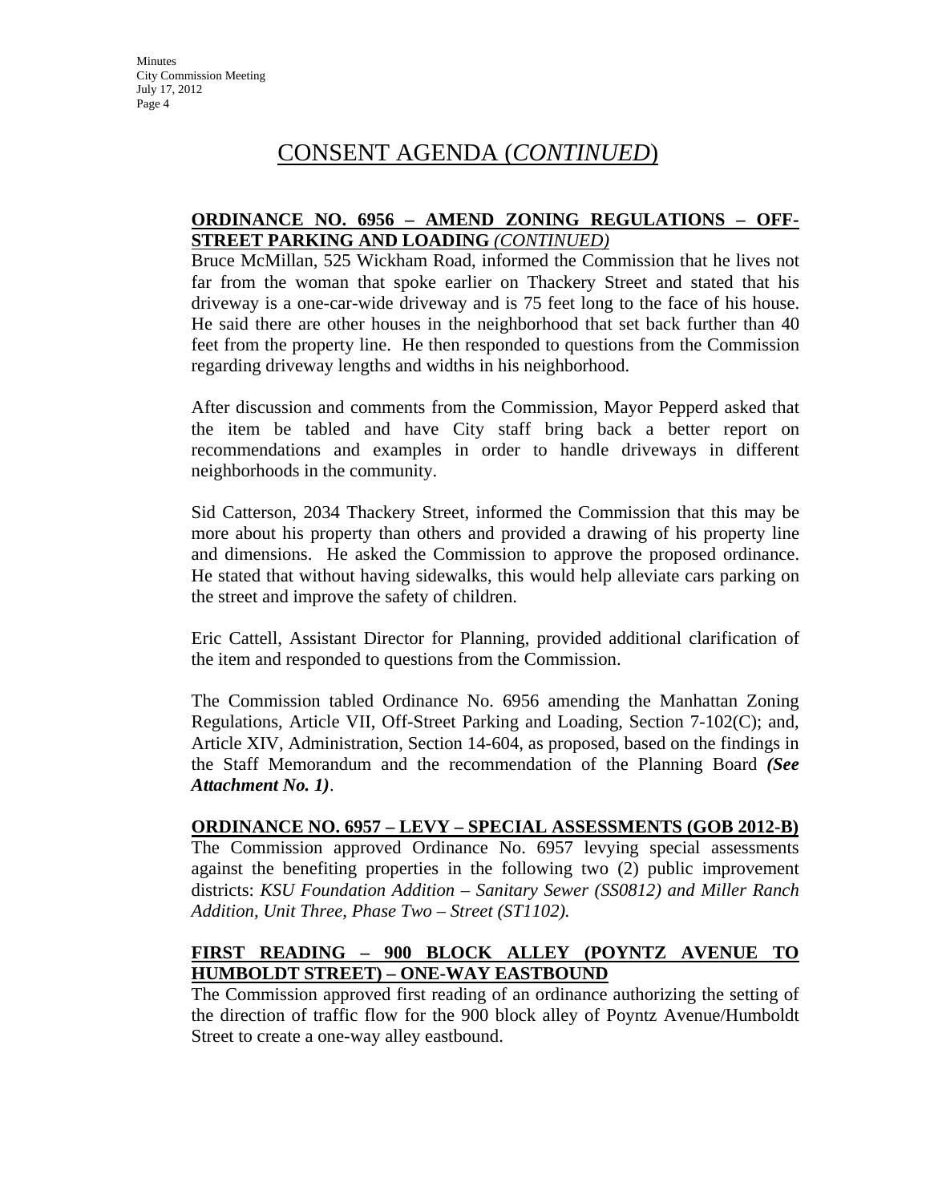# CONSENT AGENDA (*CONTINUED*)

**ORDINANCE NO. 6956 – AMEND ZONING REGULATIONS – OFF-STREET PARKING AND LOADING** ***(CONTINUED)***

Bruce McMillan, 525 Wickham Road, informed the Commission that he lives not far from the woman that spoke earlier on Thackery Street and stated that his driveway is a one-car-wide driveway and is 75 feet long to the face of his house. He said there are other houses in the neighborhood that set back further than 40 feet from the property line. He then responded to questions from the Commission regarding driveway lengths and widths in his neighborhood.

After discussion and comments from the Commission, Mayor Pepperd asked that the item be tabled and have City staff bring back a better report on recommendations and examples in order to handle driveways in different neighborhoods in the community.

Sid Catterson, 2034 Thackery Street, informed the Commission that this may be more about his property than others and provided a drawing of his property line and dimensions. He asked the Commission to approve the proposed ordinance. He stated that without having sidewalks, this would help alleviate cars parking on the street and improve the safety of children.

Eric Cattell, Assistant Director for Planning, provided additional clarification of the item and responded to questions from the Commission.

The Commission tabled Ordinance No. 6956 amending the Manhattan Zoning Regulations, Article VII, Off-Street Parking and Loading, Section 7-102(C); and, Article XIV, Administration, Section 14-604, as proposed, based on the findings in the Staff Memorandum and the recommendation of the Planning Board ***(See Attachment No. 1)***.

**ORDINANCE NO. 6957 – LEVY – SPECIAL ASSESSMENTS (GOB 2012-B)**

The Commission approved Ordinance No. 6957 levying special assessments against the benefiting properties in the following two (2) public improvement districts: *KSU Foundation Addition – Sanitary Sewer (SS0812) and Miller Ranch Addition, Unit Three, Phase Two – Street (ST1102).*

**FIRST READING – 900 BLOCK ALLEY (POYNTZ AVENUE TO HUMBOLDT STREET) – ONE-WAY EASTBOUND**

The Commission approved first reading of an ordinance authorizing the setting of the direction of traffic flow for the 900 block alley of Poyntz Avenue/Humboldt Street to create a one-way alley eastbound.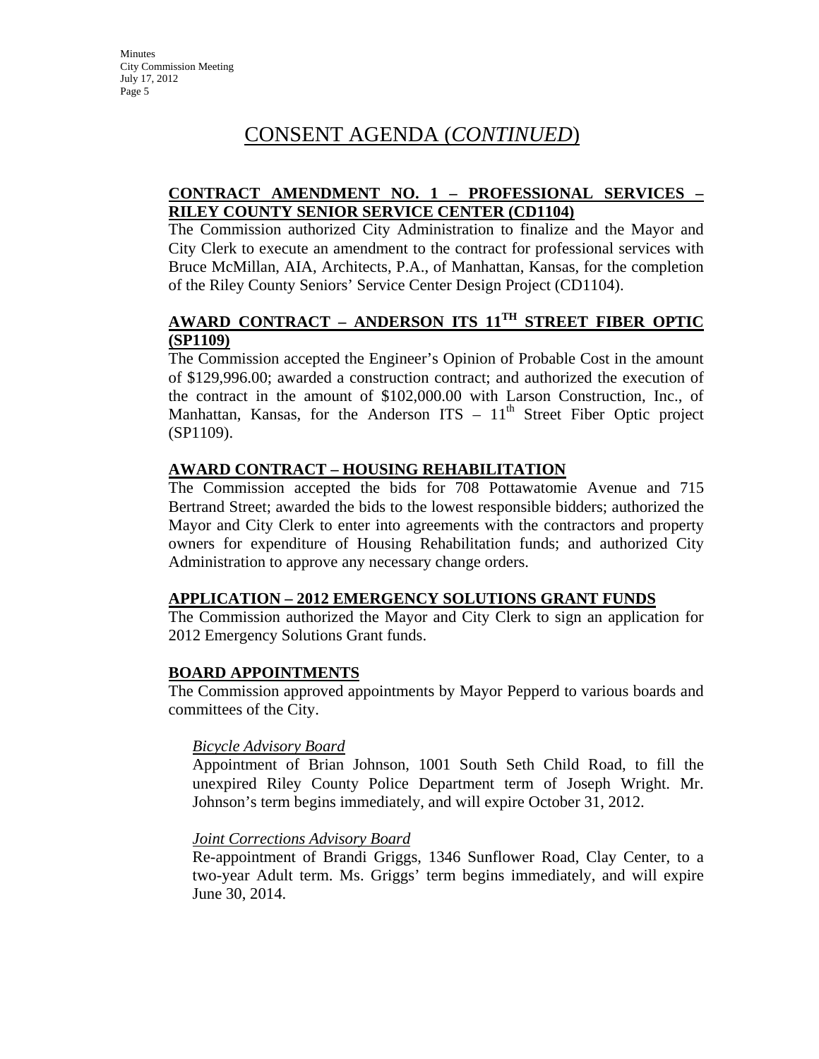# CONSENT AGENDA (*CONTINUED*)

**CONTRACT AMENDMENT NO. 1 – PROFESSIONAL SERVICES – RILEY COUNTY SENIOR SERVICE CENTER (CD1104)**

The Commission authorized City Administration to finalize and the Mayor and City Clerk to execute an amendment to the contract for professional services with Bruce McMillan, AIA, Architects, P.A., of Manhattan, Kansas, for the completion of the Riley County Seniors' Service Center Design Project (CD1104).

**AWARD CONTRACT – ANDERSON ITS 11TH STREET FIBER OPTIC (SP1109)**

The Commission accepted the Engineer's Opinion of Probable Cost in the amount of $129,996.00; awarded a construction contract; and authorized the execution of the contract in the amount of $102,000.00 with Larson Construction, Inc., of Manhattan, Kansas, for the Anderson ITS – 11th Street Fiber Optic project (SP1109).

**AWARD CONTRACT – HOUSING REHABILITATION**

The Commission accepted the bids for 708 Pottawatomie Avenue and 715 Bertrand Street; awarded the bids to the lowest responsible bidders; authorized the Mayor and City Clerk to enter into agreements with the contractors and property owners for expenditure of Housing Rehabilitation funds; and authorized City Administration to approve any necessary change orders.

**APPLICATION – 2012 EMERGENCY SOLUTIONS GRANT FUNDS**

The Commission authorized the Mayor and City Clerk to sign an application for 2012 Emergency Solutions Grant funds.

**BOARD APPOINTMENTS**

The Commission approved appointments by Mayor Pepperd to various boards and committees of the City.

*Bicycle Advisory Board*

Appointment of Brian Johnson, 1001 South Seth Child Road, to fill the unexpired Riley County Police Department term of Joseph Wright. Mr. Johnson's term begins immediately, and will expire October 31, 2012.

*Joint Corrections Advisory Board*

Re-appointment of Brandi Griggs, 1346 Sunflower Road, Clay Center, to a two-year Adult term. Ms. Griggs' term begins immediately, and will expire June 30, 2014.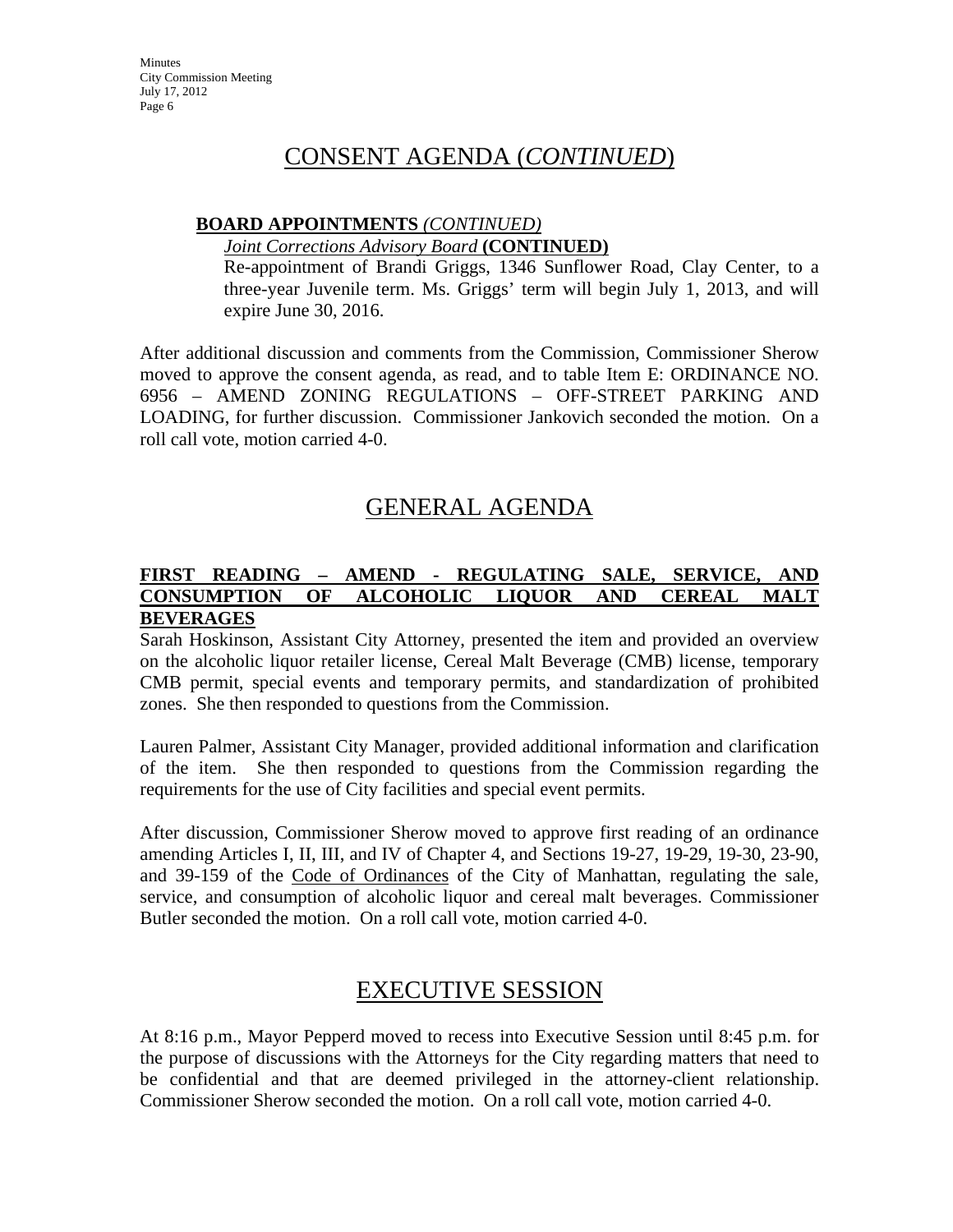## CONSENT AGENDA (*CONTINUED*)

**BOARD APPOINTMENTS** *(CONTINUED)*

*Joint Corrections Advisory Board* **(CONTINUED)**

Re-appointment of Brandi Griggs, 1346 Sunflower Road, Clay Center, to a three-year Juvenile term. Ms. Griggs' term will begin July 1, 2013, and will expire June 30, 2016.

After additional discussion and comments from the Commission, Commissioner Sherow moved to approve the consent agenda, as read, and to table Item E: ORDINANCE NO. 6956 – AMEND ZONING REGULATIONS – OFF-STREET PARKING AND LOADING, for further discussion. Commissioner Jankovich seconded the motion. On a roll call vote, motion carried 4-0.

## GENERAL AGENDA

**FIRST READING – AMEND - REGULATING SALE, SERVICE, AND CONSUMPTION OF ALCOHOLIC LIQUOR AND CEREAL MALT BEVERAGES**

Sarah Hoskinson, Assistant City Attorney, presented the item and provided an overview on the alcoholic liquor retailer license, Cereal Malt Beverage (CMB) license, temporary CMB permit, special events and temporary permits, and standardization of prohibited zones. She then responded to questions from the Commission.

Lauren Palmer, Assistant City Manager, provided additional information and clarification of the item. She then responded to questions from the Commission regarding the requirements for the use of City facilities and special event permits.

After discussion, Commissioner Sherow moved to approve first reading of an ordinance amending Articles I, II, III, and IV of Chapter 4, and Sections 19-27, 19-29, 19-30, 23-90, and 39-159 of the Code of Ordinances of the City of Manhattan, regulating the sale, service, and consumption of alcoholic liquor and cereal malt beverages. Commissioner Butler seconded the motion. On a roll call vote, motion carried 4-0.

## EXECUTIVE SESSION

At 8:16 p.m., Mayor Pepperd moved to recess into Executive Session until 8:45 p.m. for the purpose of discussions with the Attorneys for the City regarding matters that need to be confidential and that are deemed privileged in the attorney-client relationship. Commissioner Sherow seconded the motion. On a roll call vote, motion carried 4-0.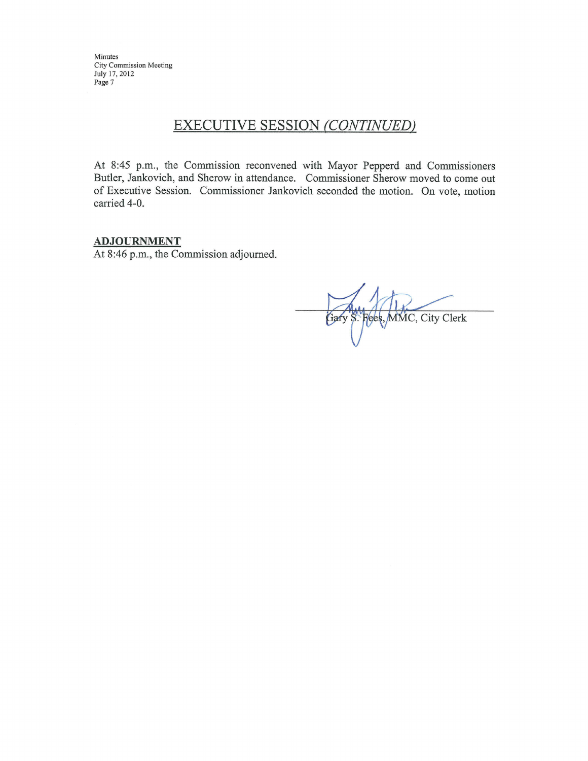## EXECUTIVE SESSION *(CONTINUED)*

At 8:45 p.m., the Commission reconvened with Mayor Pepperd and Commissioners Butler, Jankovich, and Sherow in attendance. Commissioner Sherow moved to come out of Executive Session. Commissioner Jankovich seconded the motion. On vote, motion carried 4-0.

**ADJOURNMENT**

At 8:46 p.m., the Commission adjourned.

Gary S. Fees, MMC, City Clerk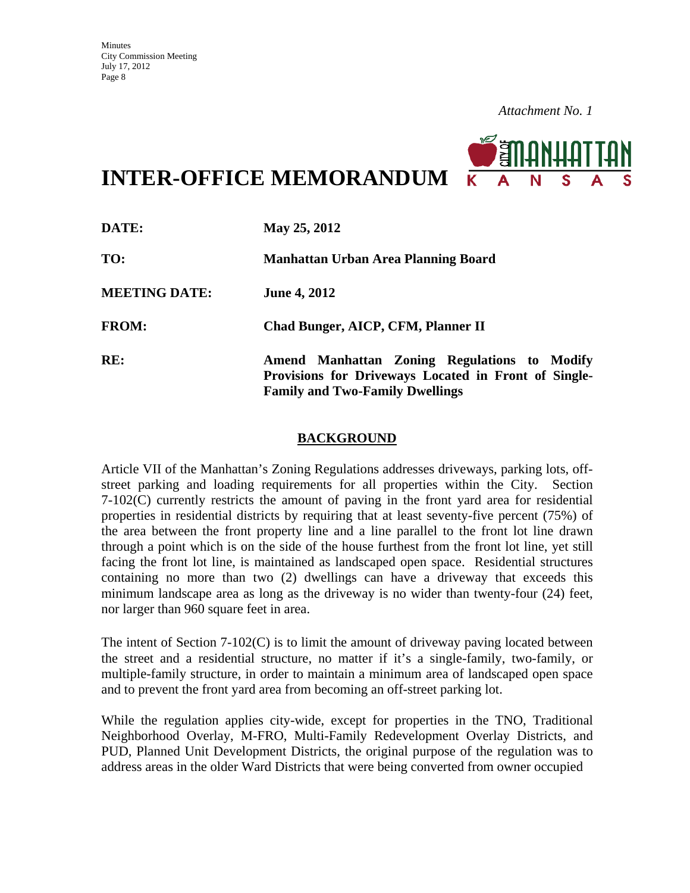*Attachment No. 1*

# INTER-OFFICE MEMORANDUM

**DATE:** May 25, 2012

**TO:** Manhattan Urban Area Planning Board

**MEETING DATE:** June 4, 2012

**FROM:** Chad Bunger, AICP, CFM, Planner II

**RE:** Amend Manhattan Zoning Regulations to Modify Provisions for Driveways Located in Front of Single-Family and Two-Family Dwellings

## BACKGROUND

Article VII of the Manhattan's Zoning Regulations addresses driveways, parking lots, off-street parking and loading requirements for all properties within the City. Section 7-102(C) currently restricts the amount of paving in the front yard area for residential properties in residential districts by requiring that at least seventy-five percent (75%) of the area between the front property line and a line parallel to the front lot line drawn through a point which is on the side of the house furthest from the front lot line, yet still facing the front lot line, is maintained as landscaped open space. Residential structures containing no more than two (2) dwellings can have a driveway that exceeds this minimum landscape area as long as the driveway is no wider than twenty-four (24) feet, nor larger than 960 square feet in area.

The intent of Section 7-102(C) is to limit the amount of driveway paving located between the street and a residential structure, no matter if it's a single-family, two-family, or multiple-family structure, in order to maintain a minimum area of landscaped open space and to prevent the front yard area from becoming an off-street parking lot.

While the regulation applies city-wide, except for properties in the TNO, Traditional Neighborhood Overlay, M-FRO, Multi-Family Redevelopment Overlay Districts, and PUD, Planned Unit Development Districts, the original purpose of the regulation was to address areas in the older Ward Districts that were being converted from owner occupied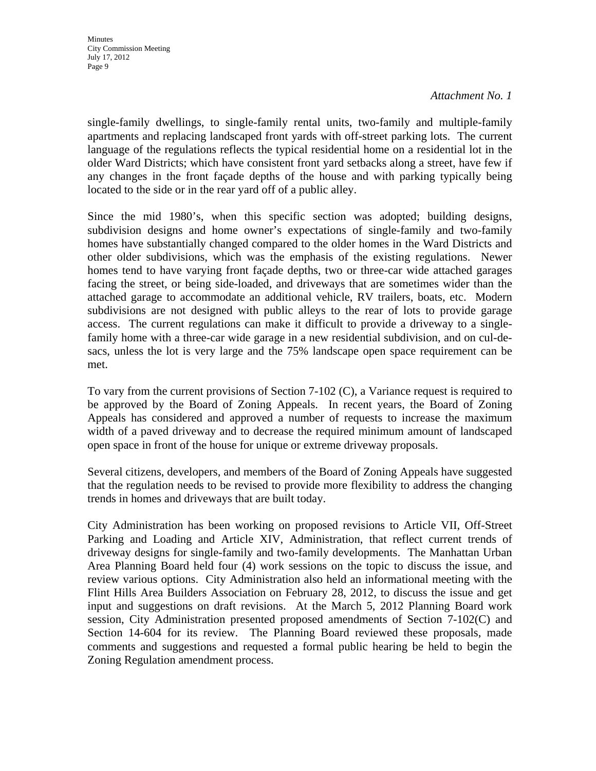*Attachment No. 1*

single-family dwellings, to single-family rental units, two-family and multiple-family apartments and replacing landscaped front yards with off-street parking lots. The current language of the regulations reflects the typical residential home on a residential lot in the older Ward Districts; which have consistent front yard setbacks along a street, have few if any changes in the front façade depths of the house and with parking typically being located to the side or in the rear yard off of a public alley.

Since the mid 1980's, when this specific section was adopted; building designs, subdivision designs and home owner's expectations of single-family and two-family homes have substantially changed compared to the older homes in the Ward Districts and other older subdivisions, which was the emphasis of the existing regulations. Newer homes tend to have varying front façade depths, two or three-car wide attached garages facing the street, or being side-loaded, and driveways that are sometimes wider than the attached garage to accommodate an additional vehicle, RV trailers, boats, etc. Modern subdivisions are not designed with public alleys to the rear of lots to provide garage access. The current regulations can make it difficult to provide a driveway to a single-family home with a three-car wide garage in a new residential subdivision, and on cul-de-sacs, unless the lot is very large and the 75% landscape open space requirement can be met.

To vary from the current provisions of Section 7-102 (C), a Variance request is required to be approved by the Board of Zoning Appeals. In recent years, the Board of Zoning Appeals has considered and approved a number of requests to increase the maximum width of a paved driveway and to decrease the required minimum amount of landscaped open space in front of the house for unique or extreme driveway proposals.

Several citizens, developers, and members of the Board of Zoning Appeals have suggested that the regulation needs to be revised to provide more flexibility to address the changing trends in homes and driveways that are built today.

City Administration has been working on proposed revisions to Article VII, Off-Street Parking and Loading and Article XIV, Administration, that reflect current trends of driveway designs for single-family and two-family developments. The Manhattan Urban Area Planning Board held four (4) work sessions also on the topic to discuss the issue, and review various options. City Administration also held an informational meeting with the Flint Hills Area Builders Association on February 28, 2012, to discuss the issue and get input and suggestions on draft revisions. At the March 5, 2012 Planning Board work session, City Administration presented proposed amendments of Section 7-102(C) and Section 14-604 for its review. The Planning Board reviewed these proposals, made comments and suggestions and requested a formal public hearing be held to begin the Zoning Regulation amendment process.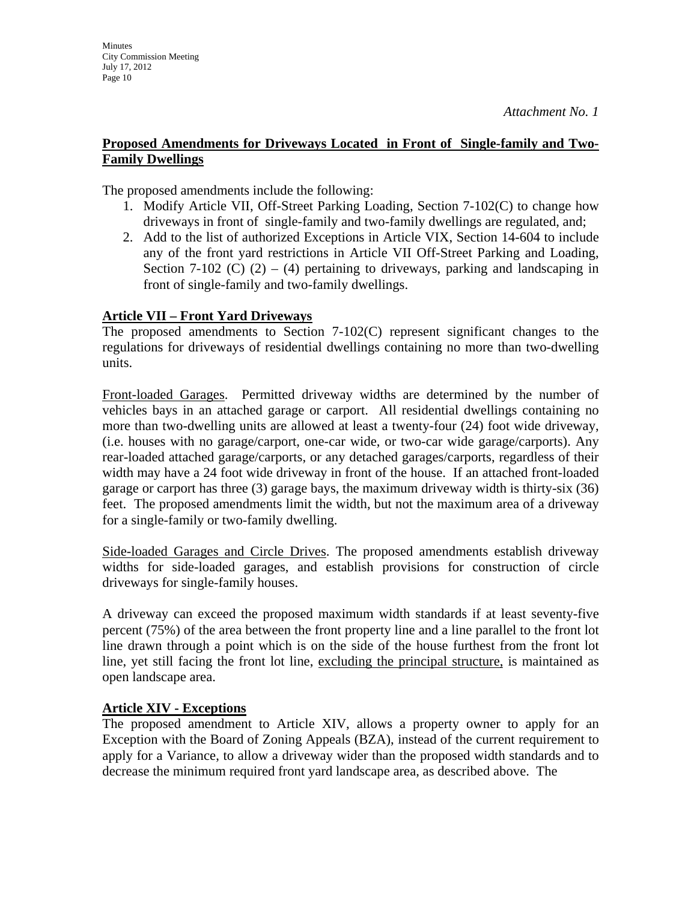*Attachment No. 1*

**<u>Proposed Amendments for Driveways Located in Front of Single-family and Two-Family Dwellings</u>**

The proposed amendments include the following:

1. Modify Article VII, Off-Street Parking Loading, Section 7-102(C) to change how driveways in front of single-family and two-family dwellings are regulated, and;
2. Add to the list of authorized Exceptions in Article VIX, Section 14-604 to include any of the front yard restrictions in Article VII Off-Street Parking and Loading, Section 7-102 (C) (2) – (4) pertaining to driveways, parking and landscaping in front of single-family and two-family dwellings.

**<u>Article VII – Front Yard Driveways</u>**

The proposed amendments to Section 7-102(C) represent significant changes to the regulations for driveways of residential dwellings containing no more than two-dwelling units.

<u>Front-loaded Garages</u>. Permitted driveway widths are determined by the number of vehicles bays in an attached garage or carport. All residential dwellings containing no more than two-dwelling units are allowed at least a twenty-four (24) foot wide driveway, (i.e. houses with no garage/carport, one-car wide, or two-car wide garage/carports). Any rear-loaded attached garage/carports, or any detached garages/carports, regardless of their width may have a 24 foot wide driveway in front of the house. If an attached front-loaded garage or carport has three (3) garage bays, the maximum driveway width is thirty-six (36) feet. The proposed amendments limit the width, but not the maximum area of a driveway for a single-family or two-family dwelling.

<u>Side-loaded Garages and Circle Drives</u>. The proposed amendments establish driveway widths for side-loaded garages, and establish provisions for construction of circle driveways for single-family houses.

A driveway can exceed the proposed maximum width standards if at least seventy-five percent (75%) of the area between the front property line and a line parallel to the front lot line drawn through a point which is on the side of the house furthest from the front lot line, yet still facing the front lot line, <u>excluding the principal structure,</u> is maintained as open landscape area.

**<u>Article XIV - Exceptions</u>**

The proposed amendment to Article XIV, allows a property owner to apply for an Exception with the Board of Zoning Appeals (BZA), instead of the current requirement to apply for a Variance, to allow a driveway wider than the proposed width standards and to decrease the minimum required front yard landscape area, as described above. The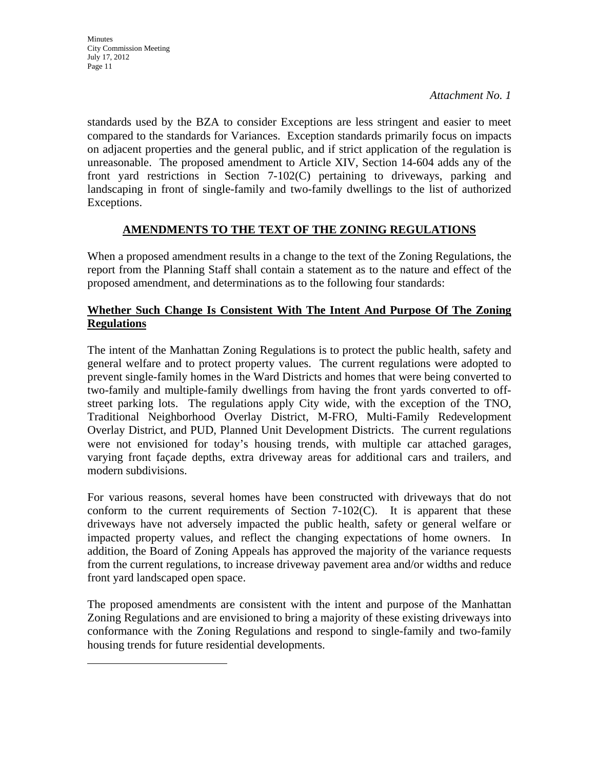*Attachment No. 1*

standards used by the BZA to consider Exceptions are less stringent and easier to meet compared to the standards for Variances. Exception standards primarily focus on impacts on adjacent properties and the general public, and if strict application of the regulation is unreasonable. The proposed amendment to Article XIV, Section 14-604 adds any of the front yard restrictions in Section 7-102(C) pertaining to driveways, parking and landscaping in front of single-family and two-family dwellings to the list of authorized Exceptions.

## AMENDMENTS TO THE TEXT OF THE ZONING REGULATIONS

When a proposed amendment results in a change to the text of the Zoning Regulations, the report from the Planning Staff shall contain a statement as to the nature and effect of the proposed amendment, and determinations as to the following four standards:

### Whether Such Change Is Consistent With The Intent And Purpose Of The Zoning Regulations

The intent of the Manhattan Zoning Regulations is to protect the public health, safety and general welfare and to protect property values. The current regulations were adopted to prevent single-family homes in the Ward Districts and homes that were being converted to two-family and multiple-family dwellings from having the front yards converted to off-street parking lots. The regulations apply City wide, with the exception of the TNO, Traditional Neighborhood Overlay District, M-FRO, Multi-Family Redevelopment Overlay District, and PUD, Planned Unit Development Districts. The current regulations were not envisioned for today's housing trends, with multiple car attached garages, varying front façade depths, extra driveway areas for additional cars and trailers, and modern subdivisions.

For various reasons, several homes have been constructed with driveways that do not conform to the current requirements of Section 7-102(C). It is apparent that these driveways have not adversely impacted the public health, safety or general welfare or impacted property values, and reflect the changing expectations of home owners. In addition, the Board of Zoning Appeals has approved the majority of the variance requests from the current regulations, to increase driveway pavement area and/or widths and reduce front yard landscaped open space.

The proposed amendments are consistent with the intent and purpose of the Manhattan Zoning Regulations and are envisioned to bring a majority of these existing driveways into conformance with the Zoning Regulations and respond to single-family and two-family housing trends for future residential developments.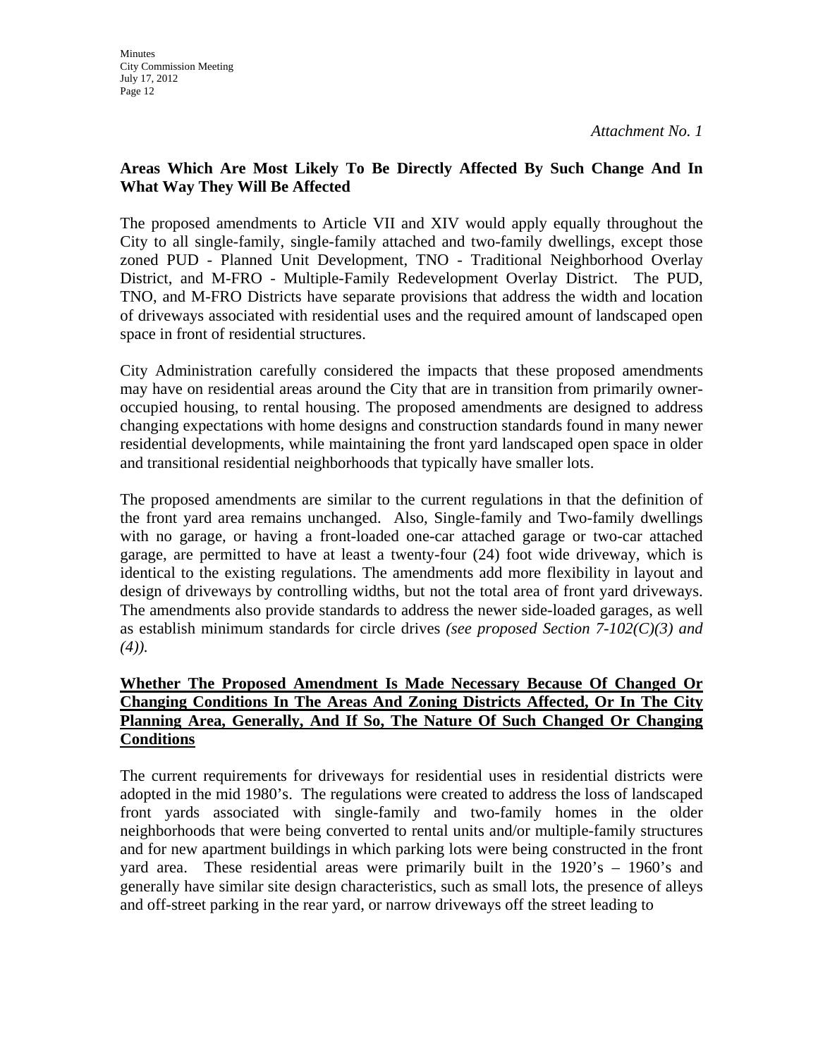*Attachment No. 1*

**Areas Which Are Most Likely To Be Directly Affected By Such Change And In What Way They Will Be Affected**

The proposed amendments to Article VII and XIV would apply equally throughout the City to all single-family, single-family attached and two-family dwellings, except those zoned PUD - Planned Unit Development, TNO - Traditional Neighborhood Overlay District, and M-FRO - Multiple-Family Redevelopment Overlay District. The PUD, TNO, and M-FRO Districts have separate provisions that address the width and location of driveways associated with residential uses and the required amount of landscaped open space in front of residential structures.

City Administration carefully considered the impacts that these proposed amendments may have on residential areas around the City that are in transition from primarily owner-occupied housing, to rental housing. The proposed amendments are designed to address changing expectations with home designs and construction standards found in many newer residential developments, while maintaining the front yard landscaped open space in older and transitional residential neighborhoods that typically have smaller lots.

The proposed amendments are similar to the current regulations in that the definition of the front yard area remains unchanged. Also, Single-family and Two-family dwellings with no garage, or having a front-loaded one-car attached garage or two-car attached garage, are permitted to have at least a twenty-four (24) foot wide driveway, which is identical to the existing regulations. The amendments add more flexibility in layout and design of driveways by controlling widths, but not the total area of front yard driveways. The amendments also provide standards to address the newer side-loaded garages, as well as establish minimum standards for circle drives *(see proposed Section 7-102(C)(3) and (4)).*

**Whether The Proposed Amendment Is Made Necessary Because Of Changed Or Changing Conditions In The Areas And Zoning Districts Affected, Or In The City Planning Area, Generally, And If So, The Nature Of Such Changed Or Changing Conditions**

The current requirements for driveways for residential uses in residential districts were adopted in the mid 1980's. The regulations were created to address the loss of landscaped front yards associated with single-family and two-family homes in the older neighborhoods that were being converted to rental units and/or multiple-family structures and for new apartment buildings in which parking lots were being constructed in the front yard area. These residential areas were primarily built in the 1920's – 1960's and generally have similar site design characteristics, such as small lots, the presence of alleys and off-street parking in the rear yard, or narrow driveways off the street leading to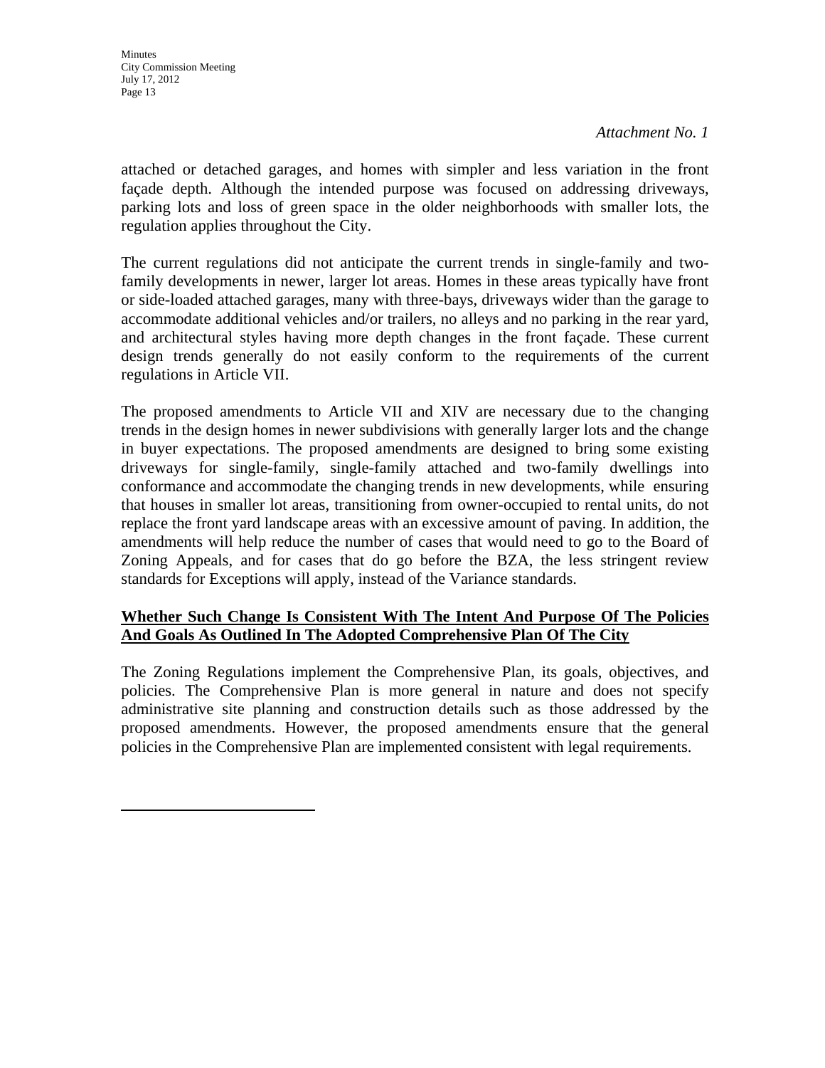*Attachment No. 1*

attached or detached garages, and homes with simpler and less variation in the front façade depth. Although the intended purpose was focused on addressing driveways, parking lots and loss of green space in the older neighborhoods with smaller lots, the regulation applies throughout the City.

The current regulations did not anticipate the current trends in single-family and two-family developments in newer, larger lot areas. Homes in these areas typically have front or side-loaded attached garages, many with three-bays, driveways wider than the garage to accommodate additional vehicles and/or trailers, no alleys and no parking in the rear yard, and architectural styles having more depth changes in the front façade. These current design trends generally do not easily conform to the requirements of the current regulations in Article VII.

The proposed amendments to Article VII and XIV are necessary due to the changing trends in the design homes in newer subdivisions with generally larger lots and the change in buyer expectations. The proposed amendments are designed to bring some existing driveways for single-family, single-family attached and two-family dwellings into conformance and accommodate the changing trends in new developments, while ensuring that houses in smaller lot areas, transitioning from owner-occupied to rental units, do not replace the front yard landscape areas with an excessive amount of paving. In addition, the amendments will help reduce the number of cases that would need to go to the Board of Zoning Appeals, and for cases that do go before the BZA, the less stringent review standards for Exceptions will apply, instead of the Variance standards.

**Whether Such Change Is Consistent With The Intent And Purpose Of The Policies And Goals As Outlined In The Adopted Comprehensive Plan Of The City**

The Zoning Regulations implement the Comprehensive Plan, its goals, objectives, and policies. The Comprehensive Plan is more general in nature and does not specify administrative site planning and construction details such as those addressed by the proposed amendments. However, the proposed amendments ensure that the general policies in the Comprehensive Plan are implemented consistent with legal requirements.

---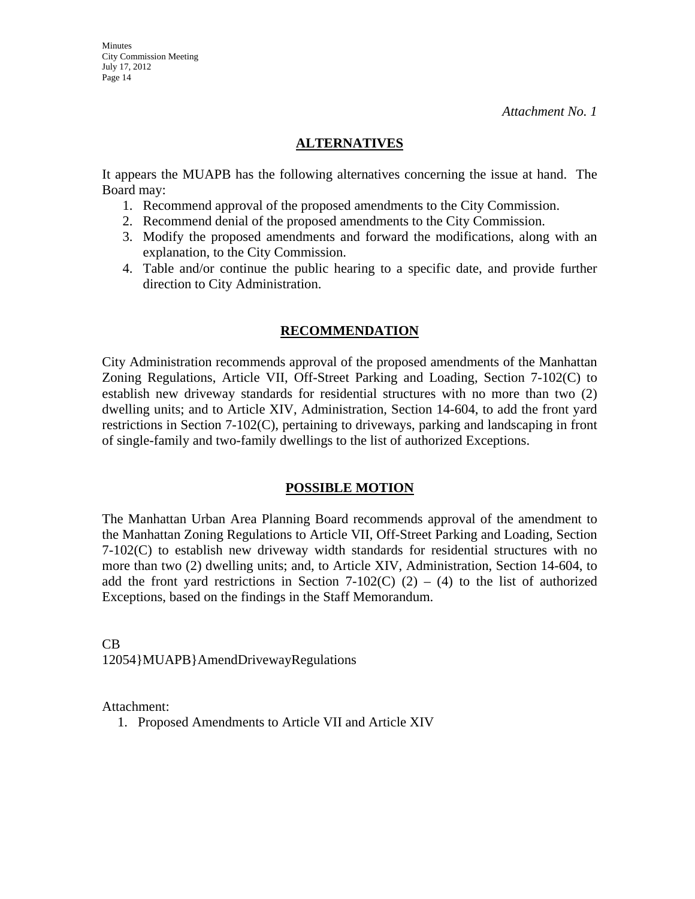*Attachment No. 1*

## ALTERNATIVES

It appears the MUAPB has the following alternatives concerning the issue at hand. The Board may:

1. Recommend approval of the proposed amendments to the City Commission.
2. Recommend denial of the proposed amendments to the City Commission.
3. Modify the proposed amendments and forward the modifications, along with an explanation, to the City Commission.
4. Table and/or continue the public hearing to a specific date, and provide further direction to City Administration.

## RECOMMENDATION

City Administration recommends approval of the proposed amendments of the Manhattan Zoning Regulations, Article VII, Off-Street Parking and Loading, Section 7-102(C) to establish new driveway standards for residential structures with no more than two (2) dwelling units; and to Article XIV, Administration, Section 14-604, to add the front yard restrictions in Section 7-102(C), pertaining to driveways, parking and landscaping in front of single-family and two-family dwellings to the list of authorized Exceptions.

## POSSIBLE MOTION

The Manhattan Urban Area Planning Board recommends approval of the amendment to the Manhattan Zoning Regulations to Article VII, Off-Street Parking and Loading, Section 7-102(C) to establish new driveway width standards for residential structures with no more than two (2) dwelling units; and, to Article XIV, Administration, Section 14-604, to add the front yard restrictions in Section 7-102(C) (2) – (4) to the list of authorized Exceptions, based on the findings in the Staff Memorandum.

CB
12054}MUAPB}AmendDrivewayRegulations

Attachment:

1. Proposed Amendments to Article VII and Article XIV